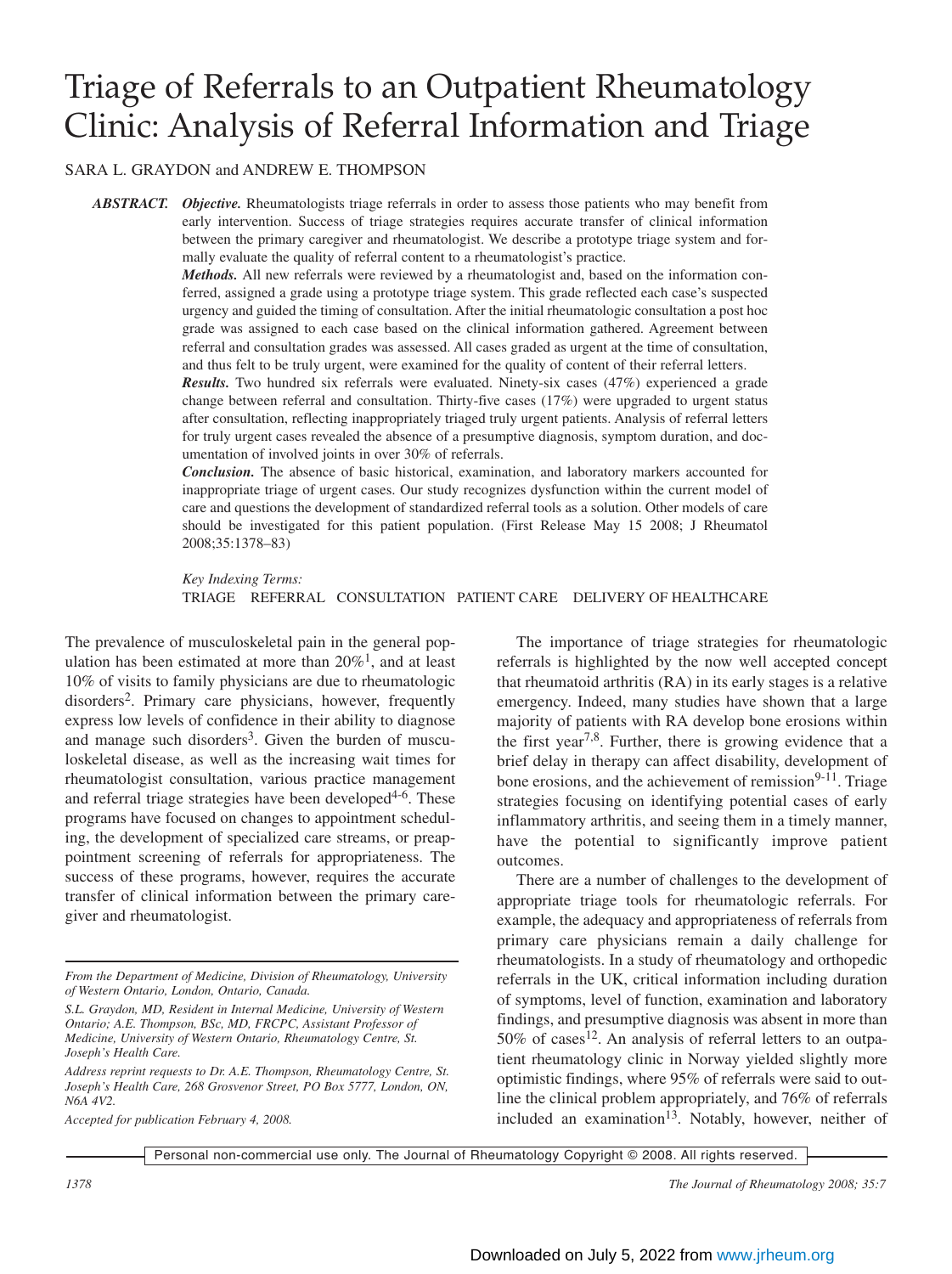# Triage of Referrals to an Outpatient Rheumatology Clinic: Analysis of Referral Information and Triage

SARA L. GRAYDON and ANDREW E. THOMPSON

***ABSTRACT.*** ***Objective.*** Rheumatologists triage referrals in order to assess those patients who may benefit from early intervention. Success of triage strategies requires accurate transfer of clinical information between the primary caregiver and rheumatologist. We describe a prototype triage system and formally evaluate the quality of referral content to a rheumatologist's practice.

***Methods.*** All new referrals were reviewed by a rheumatologist and, based on the information conferred, assigned a grade using a prototype triage system. This grade reflected each case's suspected urgency and guided the timing of consultation. After the initial rheumatologic consultation a post hoc grade was assigned to each case based on the clinical information gathered. Agreement between referral and consultation grades was assessed. All cases graded as urgent at the time of consultation, and thus felt to be truly urgent, were examined for the quality of content of their referral letters.

***Results.*** Two hundred six referrals were evaluated. Ninety-six cases (47%) experienced a grade change between referral and consultation. Thirty-five cases (17%) were upgraded to urgent status after consultation, reflecting inappropriately triaged truly urgent patients. Analysis of referral letters for truly urgent cases revealed the absence of a presumptive diagnosis, symptom duration, and documentation of involved joints in over 30% of referrals.

***Conclusion.*** The absence of basic historical, examination, and laboratory markers accounted for inappropriate triage of urgent cases. Our study recognizes dysfunction within the current model of care and questions the development of standardized referral tools as a solution. Other models of care should be investigated for this patient population. (First Release May 15 2008; J Rheumatol 2008;35:1378–83)

*Key Indexing Terms:*
TRIAGE REFERRAL CONSULTATION PATIENT CARE DELIVERY OF HEALTHCARE

The prevalence of musculoskeletal pain in the general population has been estimated at more than 20%[1], and at least 10% of visits to family physicians are due to rheumatologic disorders[2]. Primary care physicians, however, frequently express low levels of confidence in their ability to diagnose and manage such disorders[3]. Given the burden of musculoskeletal disease, as well as the increasing wait times for rheumatologist consultation, various practice management and referral triage strategies have been developed[4-6]. These programs have focused on changes to appointment scheduling, the development of specialized care streams, or preappointment screening of referrals for appropriateness. The success of these programs, however, requires the accurate transfer of clinical information between the primary caregiver and rheumatologist.

The importance of triage strategies for rheumatologic referrals is highlighted by the now well accepted concept that rheumatoid arthritis (RA) in its early stages is a relative emergency. Indeed, many studies have shown that a large majority of patients with RA develop bone erosions within the first year[7,8]. Further, there is growing evidence that a brief delay in therapy can affect disability, development of bone erosions, and the achievement of remission[9-11]. Triage strategies focusing on identifying potential cases of early inflammatory arthritis, and seeing them in a timely manner, have the potential to significantly improve patient outcomes.

There are a number of challenges to the development of appropriate triage tools for rheumatologic referrals. For example, the adequacy and appropriateness of referrals from primary care physicians remain a daily challenge for rheumatologists. In a study of rheumatology and orthopedic referrals in the UK, critical information including duration of symptoms, level of function, examination and laboratory findings, and presumptive diagnosis was absent in more than 50% of cases[12]. An analysis of referral letters to an outpatient rheumatology clinic in Norway yielded slightly more optimistic findings, where 95% of referrals were said to outline the clinical problem appropriately, and 76% of referrals included an examination[13]. Notably, however, neither of

*From the Department of Medicine, Division of Rheumatology, University of Western Ontario, London, Ontario, Canada.*

*S.L. Graydon, MD, Resident in Internal Medicine, University of Western Ontario; A.E. Thompson, BSc, MD, FRCPC, Assistant Professor of Medicine, University of Western Ontario, Rheumatology Centre, St. Joseph's Health Care.*

*Address reprint requests to Dr. A.E. Thompson, Rheumatology Centre, St. Joseph's Health Care, 268 Grosvenor Street, PO Box 5777, London, ON, N6A 4V2.*

*Accepted for publication February 4, 2008.*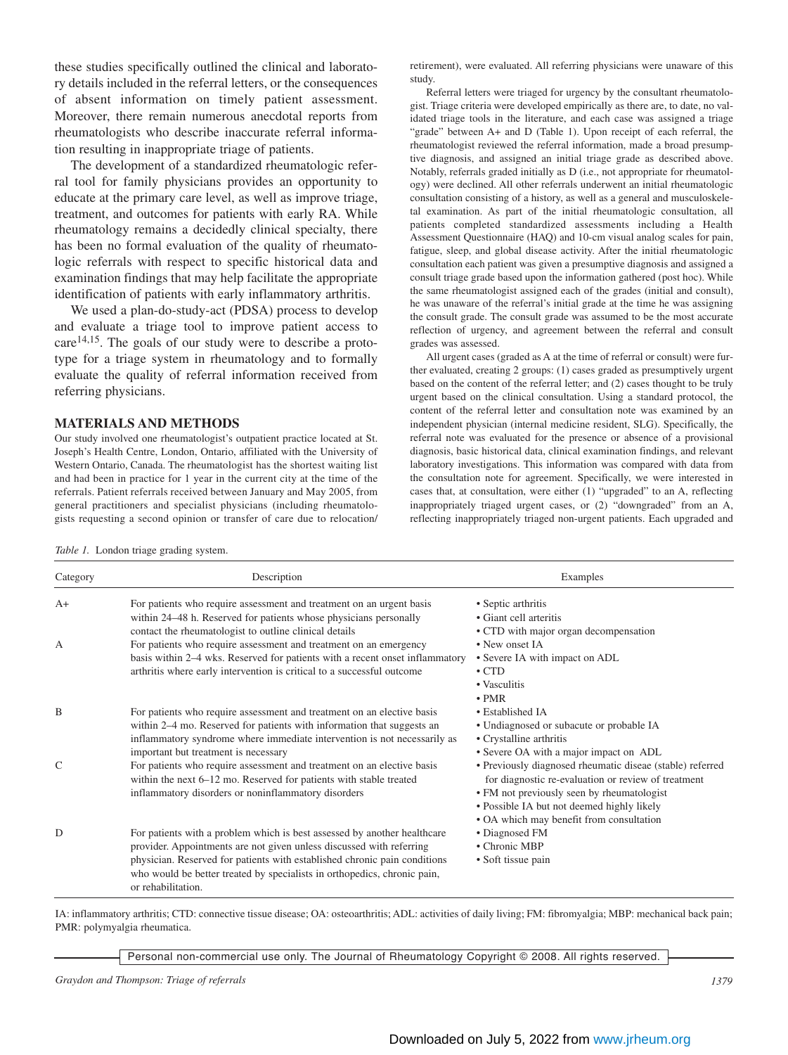these studies specifically outlined the clinical and laboratory details included in the referral letters, or the consequences of absent information on timely patient assessment. Moreover, there remain numerous anecdotal reports from rheumatologists who describe inaccurate referral information resulting in inappropriate triage of patients.

The development of a standardized rheumatologic referral tool for family physicians provides an opportunity to educate at the primary care level, as well as improve triage, treatment, and outcomes for patients with early RA. While rheumatology remains a decidedly clinical specialty, there has been no formal evaluation of the quality of rheumatologic referrals with respect to specific historical data and examination findings that may help facilitate the appropriate identification of patients with early inflammatory arthritis.

We used a plan-do-study-act (PDSA) process to develop and evaluate a triage tool to improve patient access to care[14,15]. The goals of our study were to describe a prototype for a triage system in rheumatology and to formally evaluate the quality of referral information received from referring physicians.

## MATERIALS AND METHODS

Our study involved one rheumatologist's outpatient practice located at St. Joseph's Health Centre, London, Ontario, affiliated with the University of Western Ontario, Canada. The rheumatologist has the shortest waiting list and had been in practice for 1 year in the current city at the time of the referrals. Patient referrals received between January and May 2005, from general practitioners and specialist physicians (including rheumatologists requesting a second opinion or transfer of care due to relocation/retirement), were evaluated. All referring physicians were unaware of this study.

Referral letters were triaged for urgency by the consultant rheumatologist. Triage criteria were developed empirically as there are, to date, no validated triage tools in the literature, and each case was assigned a triage "grade" between A+ and D (Table 1). Upon receipt of each referral, the rheumatologist reviewed the referral information, made a broad presumptive diagnosis, and assigned an initial triage grade as described above. Notably, referrals graded initially as D (i.e., not appropriate for rheumatology) were declined. All other referrals underwent an initial rheumatologic consultation consisting of a history, as well as a general and musculoskeletal examination. As part of the initial rheumatologic consultation, all patients completed standardized assessments including a Health Assessment Questionnaire (HAQ) and 10-cm visual analog scales for pain, fatigue, sleep, and global disease activity. After the initial rheumatologic consultation each patient was given a presumptive diagnosis and assigned a consult triage grade based upon the information gathered (post hoc). While the same rheumatologist assigned each of the grades (initial and consult), he was unaware of the referral's initial grade at the time he was assigning the consult grade. The consult grade was assumed to be the most accurate reflection of urgency, and agreement between the referral and consult grades was assessed.

All urgent cases (graded as A at the time of referral or consult) were further evaluated, creating 2 groups: (1) cases graded as presumptively urgent based on the content of the referral letter; and (2) cases thought to be truly urgent based on the clinical consultation. Using a standard protocol, the content of the referral letter and consultation note was examined by an independent physician (internal medicine resident, SLG). Specifically, the referral note was evaluated for the presence or absence of a provisional diagnosis, basic historical data, clinical examination findings, and relevant laboratory investigations. This information was compared with data from the consultation note for agreement. Specifically, we were interested in cases that, at consultation, were either (1) "upgraded" to an A, reflecting inappropriately triaged urgent cases, or (2) "downgraded" from an A, reflecting inappropriately triaged non-urgent patients. Each upgraded and

*Table 1.* London triage grading system.

| Category | Description | Examples |
|---|---|---|
| A+ | For patients who require assessment and treatment on an urgent basis within 24–48 h. Reserved for patients whose physicians personally contact the rheumatologist to outline clinical details | • Septic arthritis<br>• Giant cell arteritis<br>• CTD with major organ decompensation |
| A | For patients who require assessment and treatment on an emergency basis within 2–4 wks. Reserved for patients with a recent onset inflammatory arthritis where early intervention is critical to a successful outcome | • New onset IA<br>• Severe IA with impact on ADL<br>• CTD<br>• Vasculitis<br>• PMR |
| B | For patients who require assessment and treatment on an elective basis within 2–4 mo. Reserved for patients with information that suggests an inflammatory syndrome where immediate intervention is not necessarily as important but treatment is necessary | • Established IA<br>• Undiagnosed or subacute or probable IA<br>• Crystalline arthritis<br>• Severe OA with a major impact on ADL |
| C | For patients who require assessment and treatment on an elective basis within the next 6–12 mo. Reserved for patients with stable treated inflammatory disorders or noninflammatory disorders | • Previously diagnosed rheumatic diseae (stable) referred for diagnostic re-evaluation or review of treatment<br>• FM not previously seen by rheumatologist<br>• Possible IA but not deemed highly likely<br>• OA which may benefit from consultation |
| D | For patients with a problem which is best assessed by another healthcare provider. Appointments are not given unless discussed with referring physician. Reserved for patients with established chronic pain conditions who would be better treated by specialists in orthopedics, chronic pain, or rehabilitation. | • Diagnosed FM<br>• Chronic MBP<br>• Soft tissue pain |

IA: inflammatory arthritis; CTD: connective tissue disease; OA: osteoarthritis; ADL: activities of daily living; FM: fibromyalgia; MBP: mechanical back pain; PMR: polymyalgia rheumatica.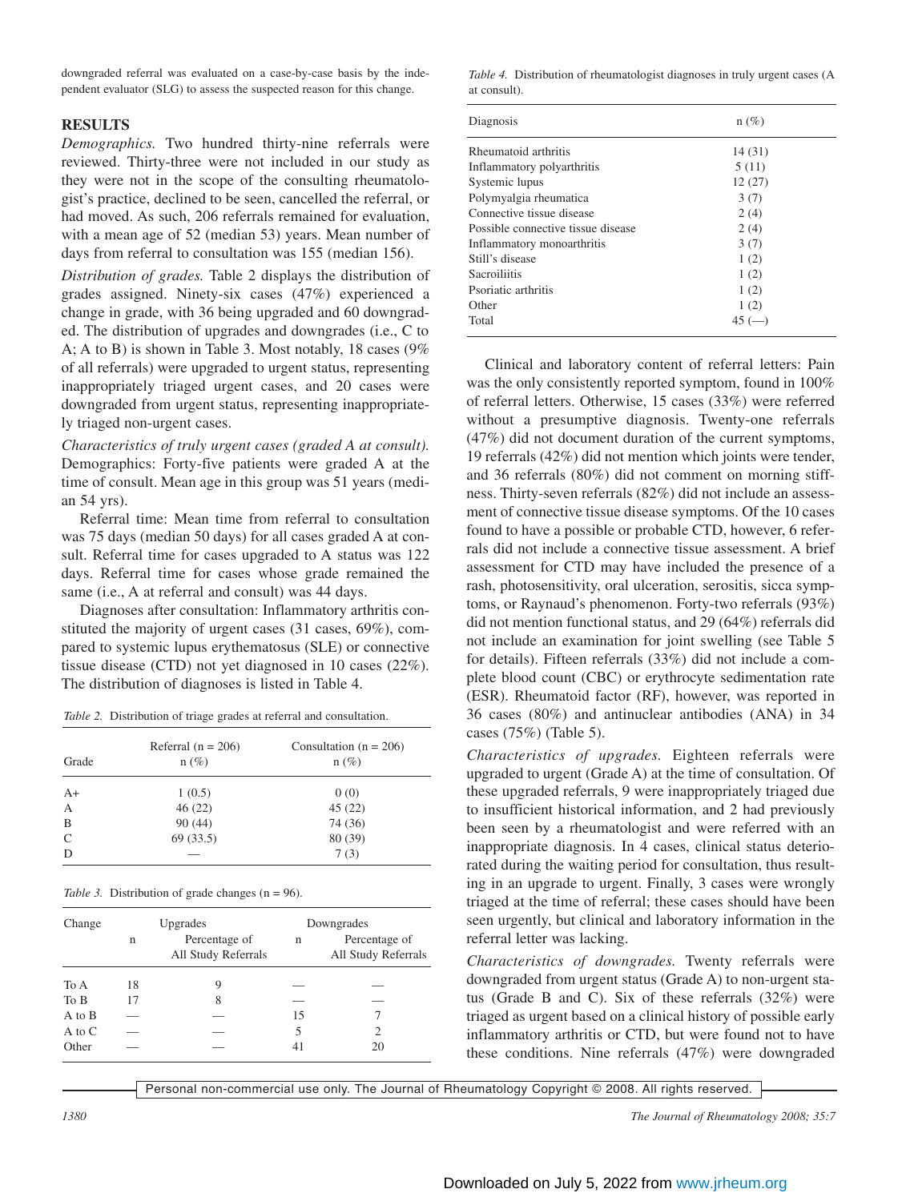downgraded referral was evaluated on a case-by-case basis by the independent evaluator (SLG) to assess the suspected reason for this change.

## RESULTS

*Demographics.* Two hundred thirty-nine referrals were reviewed. Thirty-three were not included in our study as they were not in the scope of the consulting rheumatologist's practice, declined to be seen, cancelled the referral, or had moved. As such, 206 referrals remained for evaluation, with a mean age of 52 (median 53) years. Mean number of days from referral to consultation was 155 (median 156).

*Distribution of grades.* Table 2 displays the distribution of grades assigned. Ninety-six cases (47%) experienced a change in grade, with 36 being upgraded and 60 downgraded. The distribution of upgrades and downgrades (i.e., C to A; A to B) is shown in Table 3. Most notably, 18 cases (9% of all referrals) were upgraded to urgent status, representing inappropriately triaged urgent cases, and 20 cases were downgraded from urgent status, representing inappropriately triaged non-urgent cases.

*Characteristics of truly urgent cases (graded A at consult).* Demographics: Forty-five patients were graded A at the time of consult. Mean age in this group was 51 years (median 54 yrs).

Referral time: Mean time from referral to consultation was 75 days (median 50 days) for all cases graded A at consult. Referral time for cases upgraded to A status was 122 days. Referral time for cases whose grade remained the same (i.e., A at referral and consult) was 44 days.

Diagnoses after consultation: Inflammatory arthritis constituted the majority of urgent cases (31 cases, 69%), compared to systemic lupus erythematosus (SLE) or connective tissue disease (CTD) not yet diagnosed in 10 cases (22%). The distribution of diagnoses is listed in Table 4.

*Table 2.* Distribution of triage grades at referral and consultation.

| Grade | Referral (n = 206) n (%) | Consultation (n = 206) n (%) |
|---|---|---|
| A+ | 1 (0.5) | 0 (0) |
| A | 46 (22) | 45 (22) |
| B | 90 (44) | 74 (36) |
| C | 69 (33.5) | 80 (39) |
| D | — | 7 (3) |

*Table 3.* Distribution of grade changes (n = 96).

| Change | Upgrades | | Downgrades | |
|---|---|---|---|---|
| | n | Percentage of All Study Referrals | n | Percentage of All Study Referrals |
| To A | 18 | 9 | — | — |
| To B | 17 | 8 | — | — |
| A to B | — | — | 15 | 7 |
| A to C | — | — | 5 | 2 |
| Other | — | — | 41 | 20 |

*Table 4.* Distribution of rheumatologist diagnoses in truly urgent cases (A at consult).

| Diagnosis | n (%) |
|---|---|
| Rheumatoid arthritis | 14 (31) |
| Inflammatory polyarthritis | 5 (11) |
| Systemic lupus | 12 (27) |
| Polymyalgia rheumatica | 3 (7) |
| Connective tissue disease | 2 (4) |
| Possible connective tissue disease | 2 (4) |
| Inflammatory monoarthritis | 3 (7) |
| Still's disease | 1 (2) |
| Sacroiliitis | 1 (2) |
| Psoriatic arthritis | 1 (2) |
| Other | 1 (2) |
| Total | 45 (—) |

Clinical and laboratory content of referral letters: Pain was the only consistently reported symptom, found in 100% of referral letters. Otherwise, 15 cases (33%) were referred without a presumptive diagnosis. Twenty-one referrals (47%) did not document duration of the current symptoms, 19 referrals (42%) did not mention which joints were tender, and 36 referrals (80%) did not comment on morning stiffness. Thirty-seven referrals (82%) did not include an assessment of connective tissue disease symptoms. Of the 10 cases found to have a possible or probable CTD, however, 6 referrals did not include a connective tissue assessment. A brief assessment for CTD may have included the presence of a rash, photosensitivity, oral ulceration, serositis, sicca symptoms, or Raynaud's phenomenon. Forty-two referrals (93%) did not mention functional status, and 29 (64%) referrals did not include an examination for joint swelling (see Table 5 for details). Fifteen referrals (33%) did not include a complete blood count (CBC) or erythrocyte sedimentation rate (ESR). Rheumatoid factor (RF), however, was reported in 36 cases (80%) and antinuclear antibodies (ANA) in 34 cases (75%) (Table 5).

*Characteristics of upgrades.* Eighteen referrals were upgraded to urgent (Grade A) at the time of consultation. Of these upgraded referrals, 9 were inappropriately triaged due to insufficient historical information, and 2 had previously been seen by a rheumatologist and were referred with an inappropriate diagnosis. In 4 cases, clinical status deteriorated during the waiting period for consultation, thus resulting in an upgrade to urgent. Finally, 3 cases were wrongly triaged at the time of referral; these cases should have been seen urgently, but clinical and laboratory information in the referral letter was lacking.

*Characteristics of downgrades.* Twenty referrals were downgraded from urgent status (Grade A) to non-urgent status (Grade B and C). Six of these referrals (32%) were triaged as urgent based on a clinical history of possible early inflammatory arthritis or CTD, but were found not to have these conditions. Nine referrals (47%) were downgraded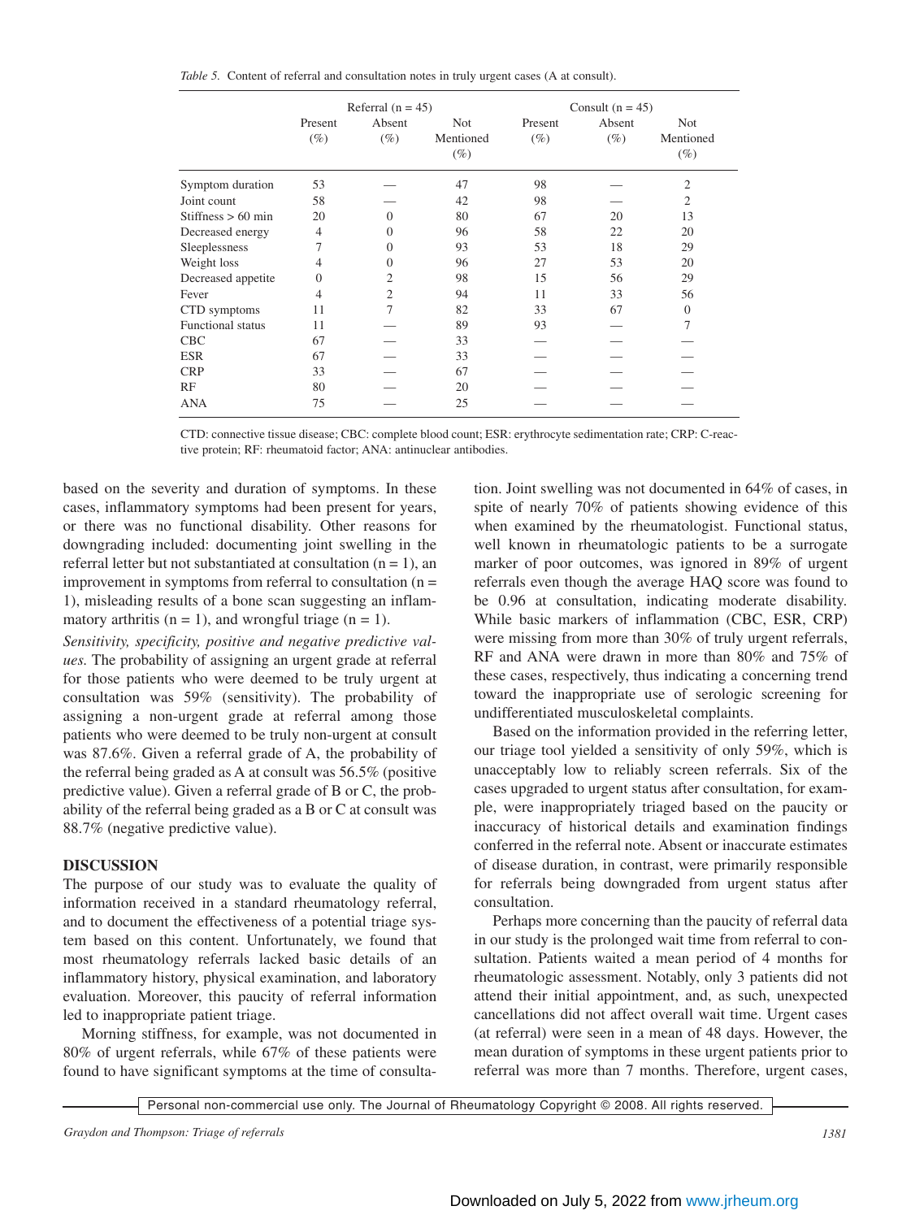*Table 5.* Content of referral and consultation notes in truly urgent cases (A at consult).

| | Referral (n = 45) | | | Consult (n = 45) | | |
|---|---|---|---|---|---|---|
| | Present (%) | Absent (%) | Not Mentioned (%) | Present (%) | Absent (%) | Not Mentioned (%) |
| Symptom duration | 53 | — | 47 | 98 | — | 2 |
| Joint count | 58 | — | 42 | 98 | — | 2 |
| Stiffness > 60 min | 20 | 0 | 80 | 67 | 20 | 13 |
| Decreased energy | 4 | 0 | 96 | 58 | 22 | 20 |
| Sleeplessness | 7 | 0 | 93 | 53 | 18 | 29 |
| Weight loss | 4 | 0 | 96 | 27 | 53 | 20 |
| Decreased appetite | 0 | 2 | 98 | 15 | 56 | 29 |
| Fever | 4 | 2 | 94 | 11 | 33 | 56 |
| CTD symptoms | 11 | 7 | 82 | 33 | 67 | 0 |
| Functional status | 11 | — | 89 | 93 | — | 7 |
| CBC | 67 | — | 33 | — | — | — |
| ESR | 67 | — | 33 | — | — | — |
| CRP | 33 | — | 67 | — | — | — |
| RF | 80 | — | 20 | — | — | — |
| ANA | 75 | — | 25 | — | — | — |

CTD: connective tissue disease; CBC: complete blood count; ESR: erythrocyte sedimentation rate; CRP: C-reactive protein; RF: rheumatoid factor; ANA: antinuclear antibodies.

based on the severity and duration of symptoms. In these cases, inflammatory symptoms had been present for years, or there was no functional disability. Other reasons for downgrading included: documenting joint swelling in the referral letter but not substantiated at consultation (n = 1), an improvement in symptoms from referral to consultation (n = 1), misleading results of a bone scan suggesting an inflammatory arthritis (n = 1), and wrongful triage (n = 1).

*Sensitivity, specificity, positive and negative predictive values.* The probability of assigning an urgent grade at referral for those patients who were deemed to be truly urgent at consultation was 59% (sensitivity). The probability of assigning a non-urgent grade at referral among those patients who were deemed to be truly non-urgent at consult was 87.6%. Given a referral grade of A, the probability of the referral being graded as A at consult was 56.5% (positive predictive value). Given a referral grade of B or C, the probability of the referral being graded as a B or C at consult was 88.7% (negative predictive value).

## DISCUSSION

The purpose of our study was to evaluate the quality of information received in a standard rheumatology referral, and to document the effectiveness of a potential triage system based on this content. Unfortunately, we found that most rheumatology referrals lacked basic details of an inflammatory history, physical examination, and laboratory evaluation. Moreover, this paucity of referral information led to inappropriate patient triage.

Morning stiffness, for example, was not documented in 80% of urgent referrals, while 67% of these patients were found to have significant symptoms at the time of consultation. Joint swelling was not documented in 64% of cases, in spite of nearly 70% of patients showing evidence of this when examined by the rheumatologist. Functional status, well known in rheumatologic patients to be a surrogate marker of poor outcomes, was ignored in 89% of urgent referrals even though the average HAQ score was found to be 0.96 at consultation, indicating moderate disability. While basic markers of inflammation (CBC, ESR, CRP) were missing from more than 30% of truly urgent referrals, RF and ANA were drawn in more than 80% and 75% of these cases, respectively, thus indicating a concerning trend toward the inappropriate use of serologic screening for undifferentiated musculoskeletal complaints.

Based on the information provided in the referring letter, our triage tool yielded a sensitivity of only 59%, which is unacceptably low to reliably screen referrals. Six of the cases upgraded to urgent status after consultation, for example, were inappropriately triaged based on the paucity or inaccuracy of historical details and examination findings conferred in the referral note. Absent or inaccurate estimates of disease duration, in contrast, were primarily responsible for referrals being downgraded from urgent status after consultation.

Perhaps more concerning than the paucity of referral data in our study is the prolonged wait time from referral to consultation. Patients waited a mean period of 4 months for rheumatologic assessment. Notably, only 3 patients did not attend their initial appointment, and, as such, unexpected cancellations did not affect overall wait time. Urgent cases (at referral) were seen in a mean of 48 days. However, the mean duration of symptoms in these urgent patients prior to referral was more than 7 months. Therefore, urgent cases,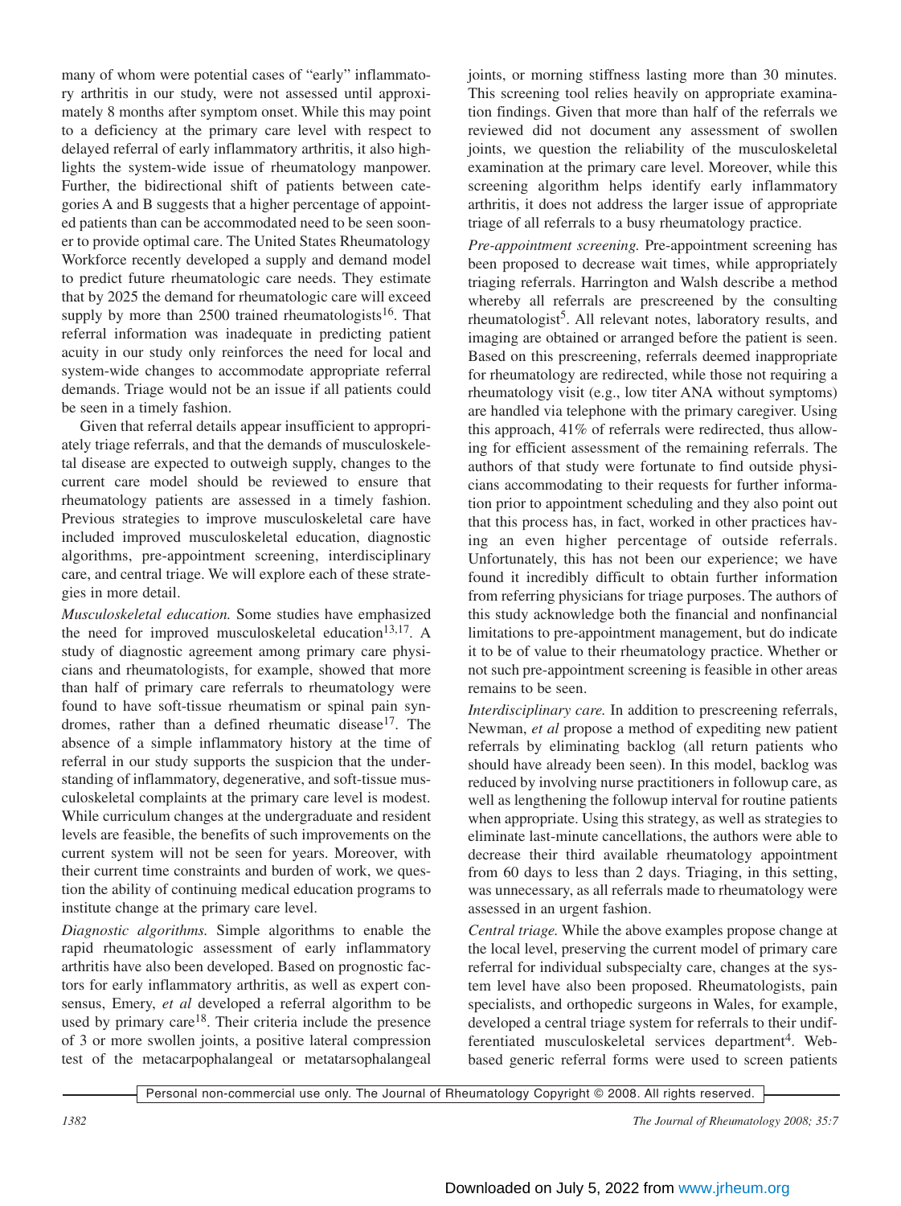many of whom were potential cases of "early" inflammatory arthritis in our study, were not assessed until approximately 8 months after symptom onset. While this may point to a deficiency at the primary care level with respect to delayed referral of early inflammatory arthritis, it also highlights the system-wide issue of rheumatology manpower. Further, the bidirectional shift of patients between categories A and B suggests that a higher percentage of appointed patients than can be accommodated need to be seen sooner to provide optimal care. The United States Rheumatology Workforce recently developed a supply and demand model to predict future rheumatologic care needs. They estimate that by 2025 the demand for rheumatologic care will exceed supply by more than 2500 trained rheumatologists[16]. That referral information was inadequate in predicting patient acuity in our study only reinforces the need for local and system-wide changes to accommodate appropriate referral demands. Triage would not be an issue if all patients could be seen in a timely fashion.

Given that referral details appear insufficient to appropriately triage referrals, and that the demands of musculoskeletal disease are expected to outweigh supply, changes to the current care model should be reviewed to ensure that rheumatology patients are assessed in a timely fashion. Previous strategies to improve musculoskeletal care have included improved musculoskeletal education, diagnostic algorithms, pre-appointment screening, interdisciplinary care, and central triage. We will explore each of these strategies in more detail.

*Musculoskeletal education.* Some studies have emphasized the need for improved musculoskeletal education[13,17]. A study of diagnostic agreement among primary care physicians and rheumatologists, for example, showed that more than half of primary care referrals to rheumatology were found to have soft-tissue rheumatism or spinal pain syndromes, rather than a defined rheumatic disease[17]. The absence of a simple inflammatory history at the time of referral in our study supports the suspicion that the understanding of inflammatory, degenerative, and soft-tissue musculoskeletal complaints at the primary care level is modest. While curriculum changes at the undergraduate and resident levels are feasible, the benefits of such improvements on the current system will not be seen for years. Moreover, with their current time constraints and burden of work, we question the ability of continuing medical education programs to institute change at the primary care level.

*Diagnostic algorithms.* Simple algorithms to enable the rapid rheumatologic assessment of early inflammatory arthritis have also been developed. Based on prognostic factors for early inflammatory arthritis, as well as expert consensus, Emery, *et al* developed a referral algorithm to be used by primary care[18]. Their criteria include the presence of 3 or more swollen joints, a positive lateral compression test of the metacarpophalangeal or metatarsophalangeal joints, or morning stiffness lasting more than 30 minutes. This screening tool relies heavily on appropriate examination findings. Given that more than half of the referrals we reviewed did not document any assessment of swollen joints, we question the reliability of the musculoskeletal examination at the primary care level. Moreover, while this screening algorithm helps identify early inflammatory arthritis, it does not address the larger issue of appropriate triage of all referrals to a busy rheumatology practice.

*Pre-appointment screening.* Pre-appointment screening has been proposed to decrease wait times, while appropriately triaging referrals. Harrington and Walsh describe a method whereby all referrals are prescreened by the consulting rheumatologist[5]. All relevant notes, laboratory results, and imaging are obtained or arranged before the patient is seen. Based on this prescreening, referrals deemed inappropriate for rheumatology are redirected, while those not requiring a rheumatology visit (e.g., low titer ANA without symptoms) are handled via telephone with the primary caregiver. Using this approach, 41% of referrals were redirected, thus allowing for efficient assessment of the remaining referrals. The authors of that study were fortunate to find outside physicians accommodating to their requests for further information prior to appointment scheduling and they also point out that this process has, in fact, worked in other practices having an even higher percentage of outside referrals. Unfortunately, this has not been our experience; we have found it incredibly difficult to obtain further information from referring physicians for triage purposes. The authors of this study acknowledge both the financial and nonfinancial limitations to pre-appointment management, but do indicate it to be of value to their rheumatology practice. Whether or not such pre-appointment screening is feasible in other areas remains to be seen.

*Interdisciplinary care.* In addition to prescreening referrals, Newman, *et al* propose a method of expediting new patient referrals by eliminating backlog (all return patients who should have already been seen). In this model, backlog was reduced by involving nurse practitioners in followup care, as well as lengthening the followup interval for routine patients when appropriate. Using this strategy, as well as strategies to eliminate last-minute cancellations, the authors were able to decrease their third available rheumatology appointment from 60 days to less than 2 days. Triaging, in this setting, was unnecessary, as all referrals made to rheumatology were assessed in an urgent fashion.

*Central triage.* While the above examples propose change at the local level, preserving the current model of primary care referral for individual subspecialty care, changes at the system level have also been proposed. Rheumatologists, pain specialists, and orthopedic surgeons in Wales, for example, developed a central triage system for referrals to their undifferentiated musculoskeletal services department[4]. Web-based generic referral forms were used to screen patients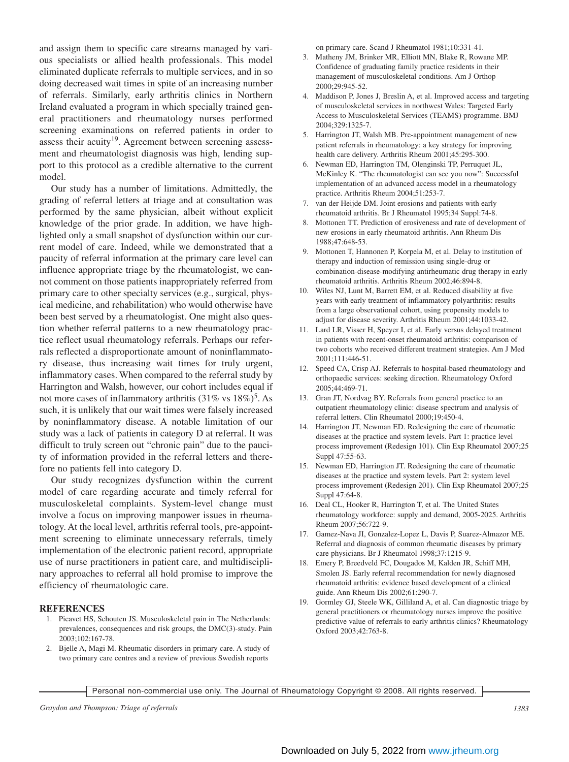and assign them to specific care streams managed by various specialists or allied health professionals. This model eliminated duplicate referrals to multiple services, and in so doing decreased wait times in spite of an increasing number of referrals. Similarly, early arthritis clinics in Northern Ireland evaluated a program in which specially trained general practitioners and rheumatology nurses performed screening examinations on referred patients in order to assess their acuity[19]. Agreement between screening assessment and rheumatologist diagnosis was high, lending support to this protocol as a credible alternative to the current model.

Our study has a number of limitations. Admittedly, the grading of referral letters at triage and at consultation was performed by the same physician, albeit without explicit knowledge of the prior grade. In addition, we have highlighted only a small snapshot of dysfunction within our current model of care. Indeed, while we demonstrated that a paucity of referral information at the primary care level can influence appropriate triage by the rheumatologist, we cannot comment on those patients inappropriately referred from primary care to other specialty services (e.g., surgical, physical medicine, and rehabilitation) who would otherwise have been best served by a rheumatologist. One might also question whether referral patterns to a new rheumatology practice reflect usual rheumatology referrals. Perhaps our referrals reflected a disproportionate amount of noninflammatory disease, thus increasing wait times for truly urgent, inflammatory cases. When compared to the referral study by Harrington and Walsh, however, our cohort includes equal if not more cases of inflammatory arthritis (31% vs 18%)[5]. As such, it is unlikely that our wait times were falsely increased by noninflammatory disease. A notable limitation of our study was a lack of patients in category D at referral. It was difficult to truly screen out "chronic pain" due to the paucity of information provided in the referral letters and therefore no patients fell into category D.

Our study recognizes dysfunction within the current model of care regarding accurate and timely referral for musculoskeletal complaints. System-level change must involve a focus on improving manpower issues in rheumatology. At the local level, arthritis referral tools, pre-appointment screening to eliminate unnecessary referrals, timely implementation of the electronic patient record, appropriate use of nurse practitioners in patient care, and multidisciplinary approaches to referral all hold promise to improve the efficiency of rheumatologic care.

## REFERENCES

1. Picavet HS, Schouten JS. Musculoskeletal pain in The Netherlands: prevalences, consequences and risk groups, the DMC(3)-study. Pain 2003;102:167-78.
2. Bjelle A, Magi M. Rheumatic disorders in primary care. A study of two primary care centres and a review of previous Swedish reports on primary care. Scand J Rheumatol 1981;10:331-41.
3. Matheny JM, Brinker MR, Elliott MN, Blake R, Rowane MP. Confidence of graduating family practice residents in their management of musculoskeletal conditions. Am J Orthop 2000;29:945-52.
4. Maddison P, Jones J, Breslin A, et al. Improved access and targeting of musculoskeletal services in northwest Wales: Targeted Early Access to Musculoskeletal Services (TEAMS) programme. BMJ 2004;329:1325-7.
5. Harrington JT, Walsh MB. Pre-appointment management of new patient referrals in rheumatology: a key strategy for improving health care delivery. Arthritis Rheum 2001;45:295-300.
6. Newman ED, Harrington TM, Olenginski TP, Perruquet JL, McKinley K. "The rheumatologist can see you now": Successful implementation of an advanced access model in a rheumatology practice. Arthritis Rheum 2004;51:253-7.
7. van der Heijde DM. Joint erosions and patients with early rheumatoid arthritis. Br J Rheumatol 1995;34 Suppl:74-8.
8. Mottonen TT. Prediction of erosiveness and rate of development of new erosions in early rheumatoid arthritis. Ann Rheum Dis 1988;47:648-53.
9. Mottonen T, Hannonen P, Korpela M, et al. Delay to institution of therapy and induction of remission using single-drug or combination-disease-modifying antirheumatic drug therapy in early rheumatoid arthritis. Arthritis Rheum 2002;46:894-8.
10. Wiles NJ, Lunt M, Barrett EM, et al. Reduced disability at five years with early treatment of inflammatory polyarthritis: results from a large observational cohort, using propensity models to adjust for disease severity. Arthritis Rheum 2001;44:1033-42.
11. Lard LR, Visser H, Speyer I, et al. Early versus delayed treatment in patients with recent-onset rheumatoid arthritis: comparison of two cohorts who received different treatment strategies. Am J Med 2001;111:446-51.
12. Speed CA, Crisp AJ. Referrals to hospital-based rheumatology and orthopaedic services: seeking direction. Rheumatology Oxford 2005;44:469-71.
13. Gran JT, Nordvag BY. Referrals from general practice to an outpatient rheumatology clinic: disease spectrum and analysis of referral letters. Clin Rheumatol 2000;19:450-4.
14. Harrington JT, Newman ED. Redesigning the care of rheumatic diseases at the practice and system levels. Part 1: practice level process improvement (Redesign 101). Clin Exp Rheumatol 2007;25 Suppl 47:55-63.
15. Newman ED, Harrington JT. Redesigning the care of rheumatic diseases at the practice and system levels. Part 2: system level process improvement (Redesign 201). Clin Exp Rheumatol 2007;25 Suppl 47:64-8.
16. Deal CL, Hooker R, Harrington T, et al. The United States rheumatology workforce: supply and demand, 2005-2025. Arthritis Rheum 2007;56:722-9.
17. Gamez-Nava JI, Gonzalez-Lopez L, Davis P, Suarez-Almazor ME. Referral and diagnosis of common rheumatic diseases by primary care physicians. Br J Rheumatol 1998;37:1215-9.
18. Emery P, Breedveld FC, Dougados M, Kalden JR, Schiff MH, Smolen JS. Early referral recommendation for newly diagnosed rheumatoid arthritis: evidence based development of a clinical guide. Ann Rheum Dis 2002;61:290-7.
19. Gormley GJ, Steele WK, Gilliland A, et al. Can diagnostic triage by general practitioners or rheumatology nurses improve the positive predictive value of referrals to early arthritis clinics? Rheumatology Oxford 2003;42:763-8.